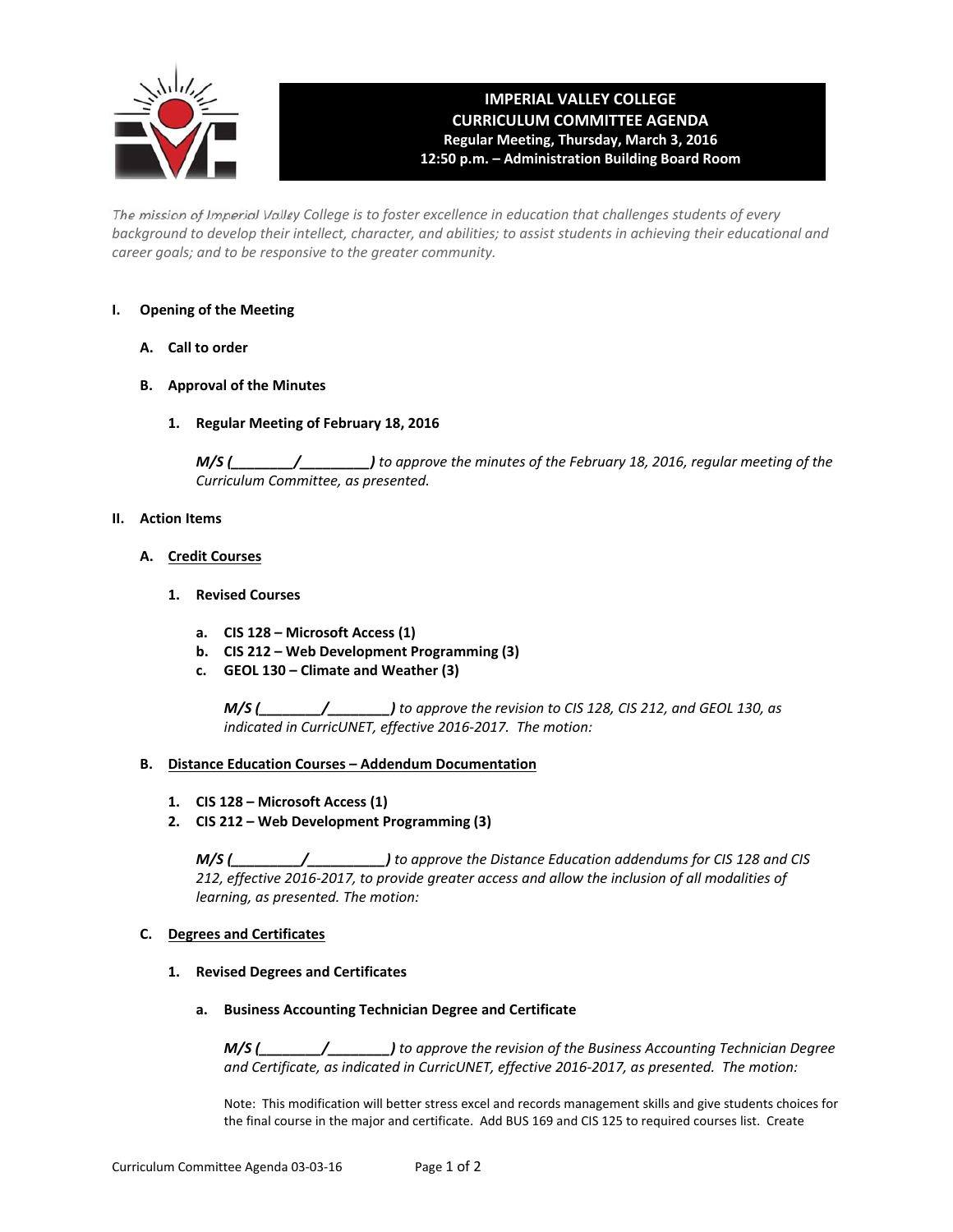# IMPERIAL VALLEY COLLEGE
## CURRICULUM COMMITTEE AGENDA
**Regular Meeting, Thursday, March 3, 2016**
**12:50 p.m. – Administration Building Board Room**

*The mission of Imperial Valley College is to foster excellence in education that challenges students of every background to develop their intellect, character, and abilities; to assist students in achieving their educational and career goals; and to be responsive to the greater community.*

**I. Opening of the Meeting**

**A. Call to order**

**B. Approval of the Minutes**

**1. Regular Meeting of February 18, 2016**

***M/S (________/________)*** *to approve the minutes of the February 18, 2016, regular meeting of the Curriculum Committee, as presented.*

**II. Action Items**

**A. <u>Credit Courses</u>**

**1. Revised Courses**

- **a. CIS 128 – Microsoft Access (1)**
- **b. CIS 212 – Web Development Programming (3)**
- **c. GEOL 130 – Climate and Weather (3)**

***M/S (________/________)*** *to approve the revision to CIS 128, CIS 212, and GEOL 130, as indicated in CurricUNET, effective 2016-2017. The motion:*

**B. <u>Distance Education Courses – Addendum Documentation</u>**

1. **CIS 128 – Microsoft Access (1)**
2. **CIS 212 – Web Development Programming (3)**

***M/S (_________/__________)*** *to approve the Distance Education addendums for CIS 128 and CIS 212, effective 2016-2017, to provide greater access and allow the inclusion of all modalities of learning, as presented. The motion:*

**C. <u>Degrees and Certificates</u>**

**1. Revised Degrees and Certificates**

**a. Business Accounting Technician Degree and Certificate**

***M/S (________/________)*** *to approve the revision of the Business Accounting Technician Degree and Certificate, as indicated in CurricUNET, effective 2016-2017, as presented. The motion:*

Note: This modification will better stress excel and records management skills and give students choices for the final course in the major and certificate. Add BUS 169 and CIS 125 to required courses list. Create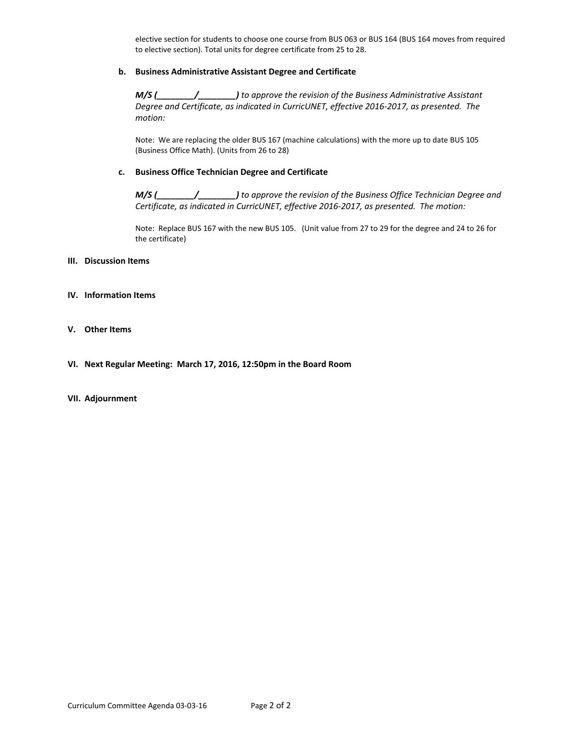elective section for students to choose one course from BUS 063 or BUS 164 (BUS 164 moves from required to elective section). Total units for degree certificate from 25 to 28.

**b. Business Administrative Assistant Degree and Certificate**

***M/S (________/________)*** *to approve the revision of the Business Administrative Assistant Degree and Certificate, as indicated in CurricUNET, effective 2016-2017, as presented. The motion:*

Note: We are replacing the older BUS 167 (machine calculations) with the more up to date BUS 105 (Business Office Math). (Units from 26 to 28)

**c. Business Office Technician Degree and Certificate**

***M/S (________/________)*** *to approve the revision of the Business Office Technician Degree and Certificate, as indicated in CurricUNET, effective 2016-2017, as presented. The motion:*

Note: Replace BUS 167 with the new BUS 105. (Unit value from 27 to 29 for the degree and 24 to 26 for the certificate)

## III. Discussion Items

## IV. Information Items

## V. Other Items

## VI. Next Regular Meeting: March 17, 2016, 12:50pm in the Board Room

## VII. Adjournment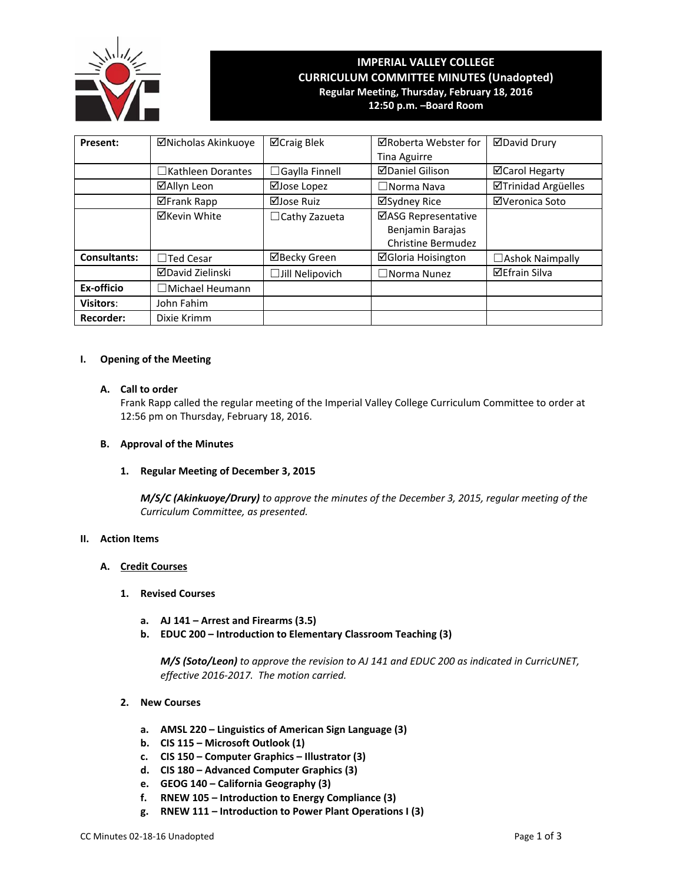# IMPERIAL VALLEY COLLEGE
## CURRICULUM COMMITTEE MINUTES (Unadopted)
**Regular Meeting, Thursday, February 18, 2016**
**12:50 p.m. –Board Room**

| Present: | ☑Nicholas Akinkuoye | ☑Craig Blek | ☑Roberta Webster for Tina Aguirre | ☑David Drury |
|---|---|---|---|---|
| | ☐Kathleen Dorantes | ☐Gaylla Finnell | ☑Daniel Gilison | ☑Carol Hegarty |
| | ☑Allyn Leon | ☑Jose Lopez | ☐Norma Nava | ☑Trinidad Argüelles |
| | ☑Frank Rapp | ☑Jose Ruiz | ☑Sydney Rice | ☑Veronica Soto |
| | ☑Kevin White | ☐Cathy Zazueta | ☑ASG Representative Benjamin Barajas Christine Bermudez | |
| **Consultants:** | ☐Ted Cesar | ☑Becky Green | ☑Gloria Hoisington | ☐Ashok Naimpally |
| | ☑David Zielinski | ☐Jill Nelipovich | ☐Norma Nunez | ☑Efrain Silva |
| **Ex-officio** | ☐Michael Heumann | | | |
| **Visitors**: | John Fahim | | | |
| **Recorder:** | Dixie Krimm | | | |

**I. Opening of the Meeting**

**A. Call to order**

Frank Rapp called the regular meeting of the Imperial Valley College Curriculum Committee to order at 12:56 pm on Thursday, February 18, 2016.

**B. Approval of the Minutes**

**1. Regular Meeting of December 3, 2015**

***M/S/C (Akinkuoye/Drury)*** *to approve the minutes of the December 3, 2015, regular meeting of the Curriculum Committee, as presented.*

**II. Action Items**

**A. Credit Courses**

**1. Revised Courses**

**a. AJ 141 – Arrest and Firearms (3.5)**
**b. EDUC 200 – Introduction to Elementary Classroom Teaching (3)**

***M/S (Soto/Leon)*** *to approve the revision to AJ 141 and EDUC 200 as indicated in CurricUNET, effective 2016-2017. The motion carried.*

**2. New Courses**

**a. AMSL 220 – Linguistics of American Sign Language (3)**
**b. CIS 115 – Microsoft Outlook (1)**
**c. CIS 150 – Computer Graphics – Illustrator (3)**
**d. CIS 180 – Advanced Computer Graphics (3)**
**e. GEOG 140 – California Geography (3)**
**f. RNEW 105 – Introduction to Energy Compliance (3)**
**g. RNEW 111 – Introduction to Power Plant Operations I (3)**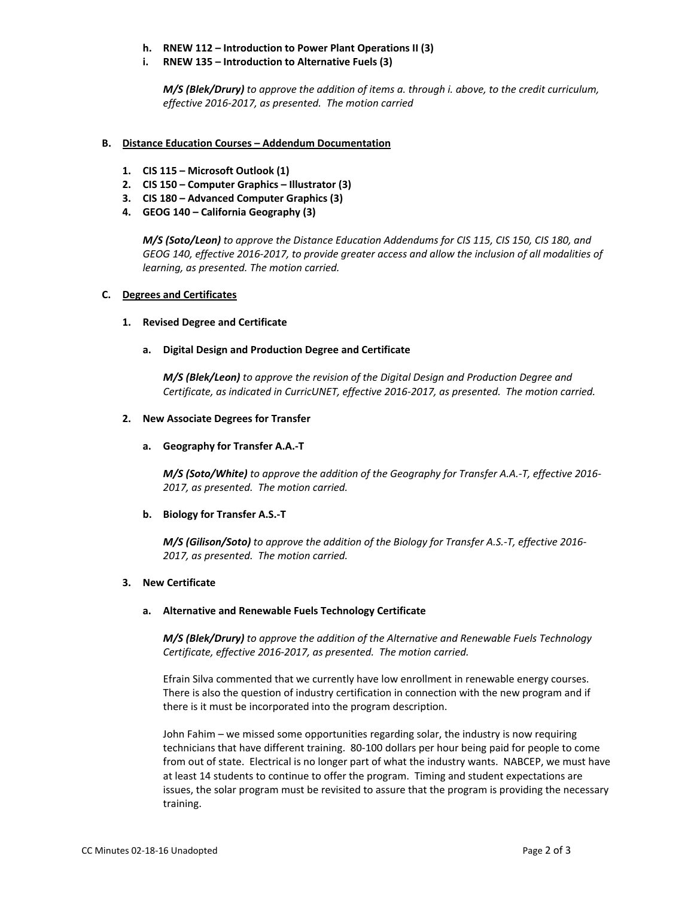- **h. RNEW 112 – Introduction to Power Plant Operations II (3)**
- **i. RNEW 135 – Introduction to Alternative Fuels (3)**

  ***M/S (Blek/Drury)*** *to approve the addition of items a. through i. above, to the credit curriculum, effective 2016-2017, as presented. The motion carried*

**B. Distance Education Courses – Addendum Documentation**

1. **CIS 115 – Microsoft Outlook (1)**
2. **CIS 150 – Computer Graphics – Illustrator (3)**
3. **CIS 180 – Advanced Computer Graphics (3)**
4. **GEOG 140 – California Geography (3)**

   ***M/S (Soto/Leon)*** *to approve the Distance Education Addendums for CIS 115, CIS 150, CIS 180, and GEOG 140, effective 2016-2017, to provide greater access and allow the inclusion of all modalities of learning, as presented. The motion carried.*

**C. Degrees and Certificates**

1. **Revised Degree and Certificate**

   **a. Digital Design and Production Degree and Certificate**

   ***M/S (Blek/Leon)*** *to approve the revision of the Digital Design and Production Degree and Certificate, as indicated in CurricUNET, effective 2016-2017, as presented. The motion carried.*

2. **New Associate Degrees for Transfer**

   **a. Geography for Transfer A.A.-T**

   ***M/S (Soto/White)*** *to approve the addition of the Geography for Transfer A.A.-T, effective 2016-2017, as presented. The motion carried.*

   **b. Biology for Transfer A.S.-T**

   ***M/S (Gilison/Soto)*** *to approve the addition of the Biology for Transfer A.S.-T, effective 2016-2017, as presented. The motion carried.*

3. **New Certificate**

   **a. Alternative and Renewable Fuels Technology Certificate**

   ***M/S (Blek/Drury)*** *to approve the addition of the Alternative and Renewable Fuels Technology Certificate, effective 2016-2017, as presented. The motion carried.*

   Efrain Silva commented that we currently have low enrollment in renewable energy courses. There is also the question of industry certification in connection with the new program and if there is it must be incorporated into the program description.

   John Fahim – we missed some opportunities regarding solar, the industry is now requiring technicians that have different training. 80-100 dollars per hour being paid for people to come from out of state. Electrical is no longer part of what the industry wants. NABCEP, we must have at least 14 students to continue to offer the program. Timing and student expectations are issues, the solar program must be revisited to assure that the program is providing the necessary training.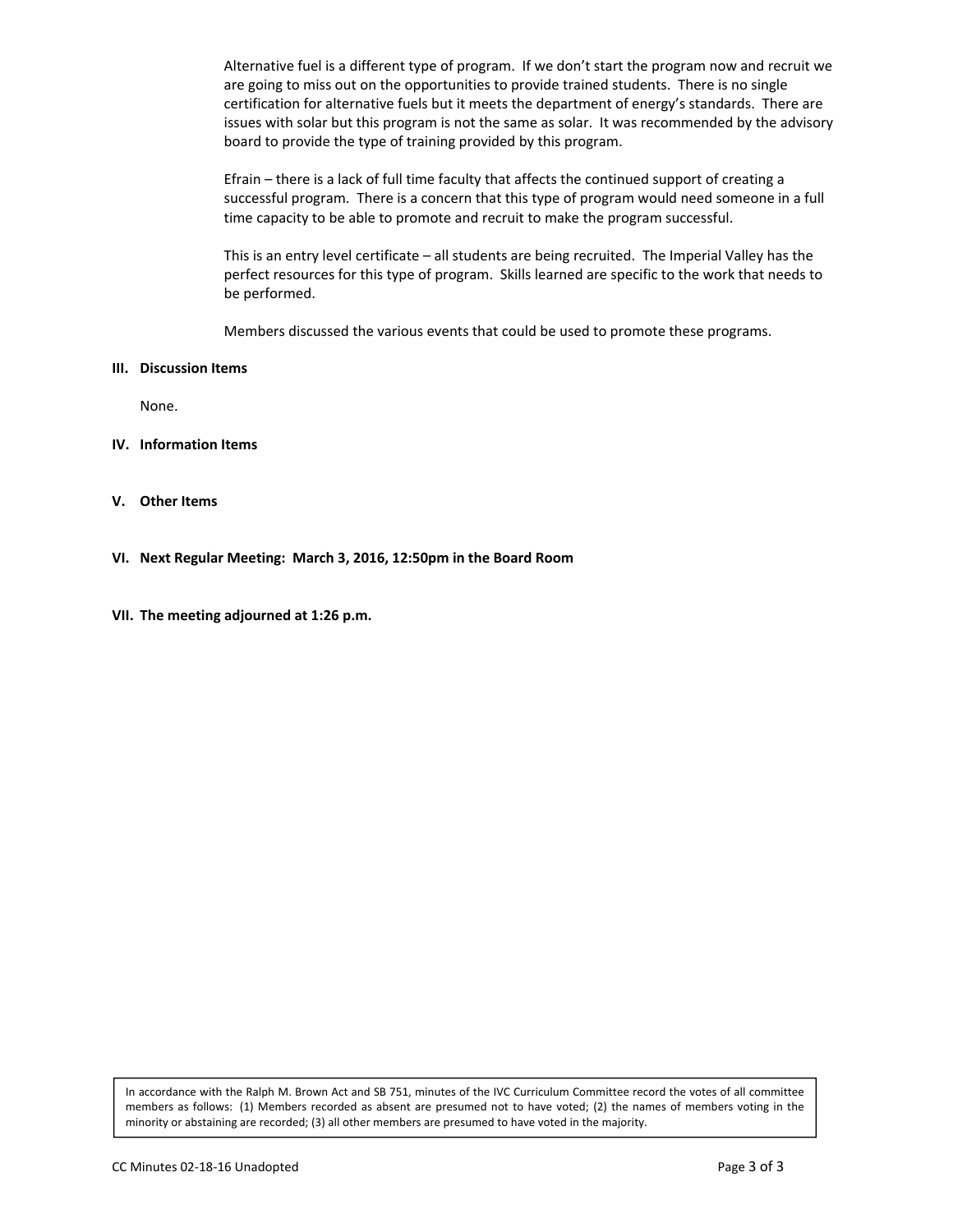Alternative fuel is a different type of program. If we don't start the program now and recruit we are going to miss out on the opportunities to provide trained students. There is no single certification for alternative fuels but it meets the department of energy's standards. There are issues with solar but this program is not the same as solar. It was recommended by the advisory board to provide the type of training provided by this program.

Efrain – there is a lack of full time faculty that affects the continued support of creating a successful program. There is a concern that this type of program would need someone in a full time capacity to be able to promote and recruit to make the program successful.

This is an entry level certificate – all students are being recruited. The Imperial Valley has the perfect resources for this type of program. Skills learned are specific to the work that needs to be performed.

Members discussed the various events that could be used to promote these programs.

**III. Discussion Items**

None.

**IV. Information Items**

**V. Other Items**

**VI. Next Regular Meeting: March 3, 2016, 12:50pm in the Board Room**

**VII. The meeting adjourned at 1:26 p.m.**

In accordance with the Ralph M. Brown Act and SB 751, minutes of the IVC Curriculum Committee record the votes of all committee members as follows: (1) Members recorded as absent are presumed not to have voted; (2) the names of members voting in the minority or abstaining are recorded; (3) all other members are presumed to have voted in the majority.